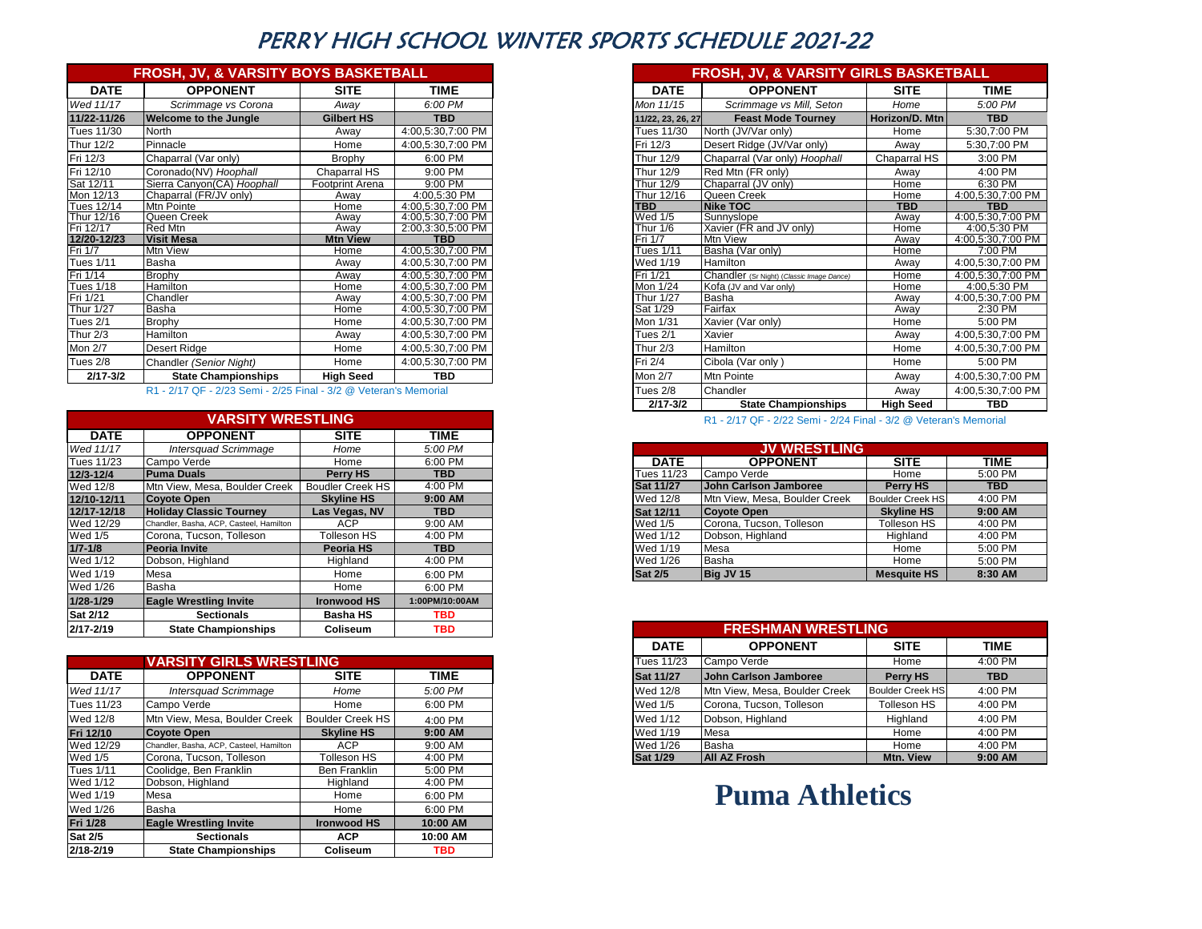# PERRY HIGH SCHOOL WINTER SPORTS SCHEDULE 2021-22

## FROSH, JV, & VARSITY BOYS BASKETBALL

| DATE | OPPONENT | SITE | TIME |
|---|---|---|---|
| *Wed 11/17* | *Scrimmage vs Corona* | *Away* | *6:00 PM* |
| **11/22-11/26** | **Welcome to the Jungle** | **Gilbert HS** | **TBD** |
| Tues 11/30 | North | Away | 4:00,5:30,7:00 PM |
| Thur 12/2 | Pinnacle | Home | 4:00,5:30,7:00 PM |
| Fri 12/3 | Chaparral (Var only) | Brophy | 6:00 PM |
| Fri 12/10 | Coronado(NV) *Hoophall* | Chaparral HS | 9:00 PM |
| Sat 12/11 | Sierra Canyon(CA) *Hoophall* | Footprint Arena | 9:00 PM |
| Mon 12/13 | Chaparral (FR/JV only) | Away | 4:00,5:30 PM |
| Tues 12/14 | Mtn Pointe | Home | 4:00,5:30,7:00 PM |
| Thur 12/16 | Queen Creek | Away | 4:00,5:30,7:00 PM |
| Fri 12/17 | Red Mtn | Away | 2:00,3:30,5:00 PM |
| **12/20-12/23** | **Visit Mesa** | **Mtn View** | **TBD** |
| Fri 1/7 | Mtn View | Home | 4:00,5:30,7:00 PM |
| Tues 1/11 | Basha | Away | 4:00,5:30,7:00 PM |
| Fri 1/14 | Brophy | Away | 4:00,5:30,7:00 PM |
| Tues 1/18 | Hamilton | Home | 4:00,5:30,7:00 PM |
| Fri 1/21 | Chandler | Away | 4:00,5:30,7:00 PM |
| Thur 1/27 | Basha | Home | 4:00,5:30,7:00 PM |
| Tues 2/1 | Brophy | Home | 4:00,5:30,7:00 PM |
| Thur 2/3 | Hamilton | Away | 4:00,5:30,7:00 PM |
| Mon 2/7 | Desert Ridge | Home | 4:00,5:30,7:00 PM |
| Tues 2/8 | Chandler *(Senior Night)* | Home | 4:00,5:30,7:00 PM |
| **2/17-3/2** | **State Championships** | **High Seed** | **TBD** |

R1 - 2/17 QF - 2/23 Semi - 2/25 Final - 3/2 @ Veteran's Memorial

## VARSITY WRESTLING

| DATE | OPPONENT | SITE | TIME |
|---|---|---|---|
| *Wed 11/17* | *Intersquad Scrimmage* | *Home* | *5:00 PM* |
| Tues 11/23 | Campo Verde | Home | 6:00 PM |
| **12/3-12/4** | **Puma Duals** | **Perry HS** | **TBD** |
| Wed 12/8 | Mtn View, Mesa, Boulder Creek | Boulder Creek HS | 4:00 PM |
| **12/10-12/11** | **Coyote Open** | **Skyline HS** | **9:00 AM** |
| **12/17-12/18** | **Holiday Classic Tourney** | **Las Vegas, NV** | **TBD** |
| Wed 12/29 | Chandler, Basha, ACP, Casteel, Hamilton | ACP | 9:00 AM |
| Wed 1/5 | Corona, Tucson, Tolleson | Tolleson HS | 4:00 PM |
| **1/7-1/8** | **Peoria Invite** | **Peoria HS** | **TBD** |
| Wed 1/12 | Dobson, Highland | Highland | 4:00 PM |
| Wed 1/19 | Mesa | Home | 6:00 PM |
| Wed 1/26 | Basha | Home | 6:00 PM |
| **1/28-1/29** | **Eagle Wrestling Invite** | **Ironwood HS** | **1:00PM/10:00AM** |
| **Sat 2/12** | **Sectionals** | **Basha HS** | **TBD** |
| **2/17-2/19** | **State Championships** | **Coliseum** | **TBD** |

## VARSITY GIRLS WRESTLING

| DATE | OPPONENT | SITE | TIME |
|---|---|---|---|
| *Wed 11/17* | *Intersquad Scrimmage* | *Home* | *5:00 PM* |
| Tues 11/23 | Campo Verde | Home | 6:00 PM |
| Wed 12/8 | Mtn View, Mesa, Boulder Creek | Boulder Creek HS | 4:00 PM |
| **Fri 12/10** | **Coyote Open** | **Skyline HS** | **9:00 AM** |
| Wed 12/29 | Chandler, Basha, ACP, Casteel, Hamilton | ACP | 9:00 AM |
| Wed 1/5 | Corona, Tucson, Tolleson | Tolleson HS | 4:00 PM |
| Tues 1/11 | Coolidge, Ben Franklin | Ben Franklin | 5:00 PM |
| Wed 1/12 | Dobson, Highland | Highland | 4:00 PM |
| Wed 1/19 | Mesa | Home | 6:00 PM |
| Wed 1/26 | Basha | Home | 6:00 PM |
| **Fri 1/28** | **Eagle Wrestling Invite** | **Ironwood HS** | **10:00 AM** |
| **Sat 2/5** | **Sectionals** | **ACP** | **10:00 AM** |
| **2/18-2/19** | **State Championships** | **Coliseum** | **TBD** |

## FROSH, JV, & VARSITY GIRLS BASKETBALL

| DATE | OPPONENT | SITE | TIME |
|---|---|---|---|
| *Mon 11/15* | *Scrimmage vs Mill, Seton* | *Home* | *5:00 PM* |
| **11/22, 23, 26, 27** | **Feast Mode Tourney** | **Horizon/D. Mtn** | **TBD** |
| Tues 11/30 | North (JV/Var only) | Home | 5:30,7:00 PM |
| Fri 12/3 | Desert Ridge (JV/Var only) | Away | 5:30,7:00 PM |
| Thur 12/9 | Chaparral (Var only) *Hoophall* | Chaparral HS | 3:00 PM |
| Thur 12/9 | Red Mtn (FR only) | Away | 4:00 PM |
| Thur 12/9 | Chaparral (JV only) | Home | 6:30 PM |
| Thur 12/16 | Queen Creek | Home | 4:00,5:30,7:00 PM |
| **TBD** | **Nike TOC** | **TBD** | **TBD** |
| Wed 1/5 | Sunnyslope | Away | 4:00,5:30,7:00 PM |
| Thur 1/6 | Xavier (FR and JV only) | Home | 4:00,5:30 PM |
| Fri 1/7 | Mtn View | Away | 4:00,5:30,7:00 PM |
| Tues 1/11 | Basha (Var only) | Home | 7:00 PM |
| Wed 1/19 | Hamilton | Away | 4:00,5:30,7:00 PM |
| Fri 1/21 | Chandler (Sr Night) (Classic Image Dance) | Home | 4:00,5:30,7:00 PM |
| Mon 1/24 | Kofa (JV and Var only) | Home | 4:00,5:30 PM |
| Thur 1/27 | Basha | Away | 4:00,5:30,7:00 PM |
| Sat 1/29 | Fairfax | Away | 2:30 PM |
| Mon 1/31 | Xavier (Var only) | Home | 5:00 PM |
| Tues 2/1 | Xavier | Away | 4:00,5:30,7:00 PM |
| Thur 2/3 | Hamilton | Home | 4:00,5:30,7:00 PM |
| Fri 2/4 | Cibola (Var only ) | Home | 5:00 PM |
| Mon 2/7 | Mtn Pointe | Away | 4:00,5:30,7:00 PM |
| Tues 2/8 | Chandler | Away | 4:00,5:30,7:00 PM |
| **2/17-3/2** | **State Championships** | **High Seed** | **TBD** |

R1 - 2/17 QF - 2/22 Semi - 2/24 Final - 3/2 @ Veteran's Memorial

## JV WRESTLING

| DATE | OPPONENT | SITE | TIME |
|---|---|---|---|
| Tues 11/23 | Campo Verde | Home | 5:00 PM |
| **Sat 11/27** | **John Carlson Jamboree** | **Perry HS** | **TBD** |
| Wed 12/8 | Mtn View, Mesa, Boulder Creek | Boulder Creek HS | 4:00 PM |
| **Sat 12/11** | **Coyote Open** | **Skyline HS** | **9:00 AM** |
| Wed 1/5 | Corona, Tucson, Tolleson | Tolleson HS | 4:00 PM |
| Wed 1/12 | Dobson, Highland | Highland | 4:00 PM |
| Wed 1/19 | Mesa | Home | 5:00 PM |
| Wed 1/26 | Basha | Home | 5:00 PM |
| **Sat 2/5** | **Big JV 15** | **Mesquite HS** | **8:30 AM** |

## FRESHMAN WRESTLING

| DATE | OPPONENT | SITE | TIME |
|---|---|---|---|
| Tues 11/23 | Campo Verde | Home | 4:00 PM |
| **Sat 11/27** | **John Carlson Jamboree** | **Perry HS** | **TBD** |
| Wed 12/8 | Mtn View, Mesa, Boulder Creek | Boulder Creek HS | 4:00 PM |
| Wed 1/5 | Corona, Tucson, Tolleson | Tolleson HS | 4:00 PM |
| Wed 1/12 | Dobson, Highland | Highland | 4:00 PM |
| Wed 1/19 | Mesa | Home | 4:00 PM |
| Wed 1/26 | Basha | Home | 4:00 PM |
| **Sat 1/29** | **All AZ Frosh** | **Mtn. View** | **9:00 AM** |

**Puma Athletics**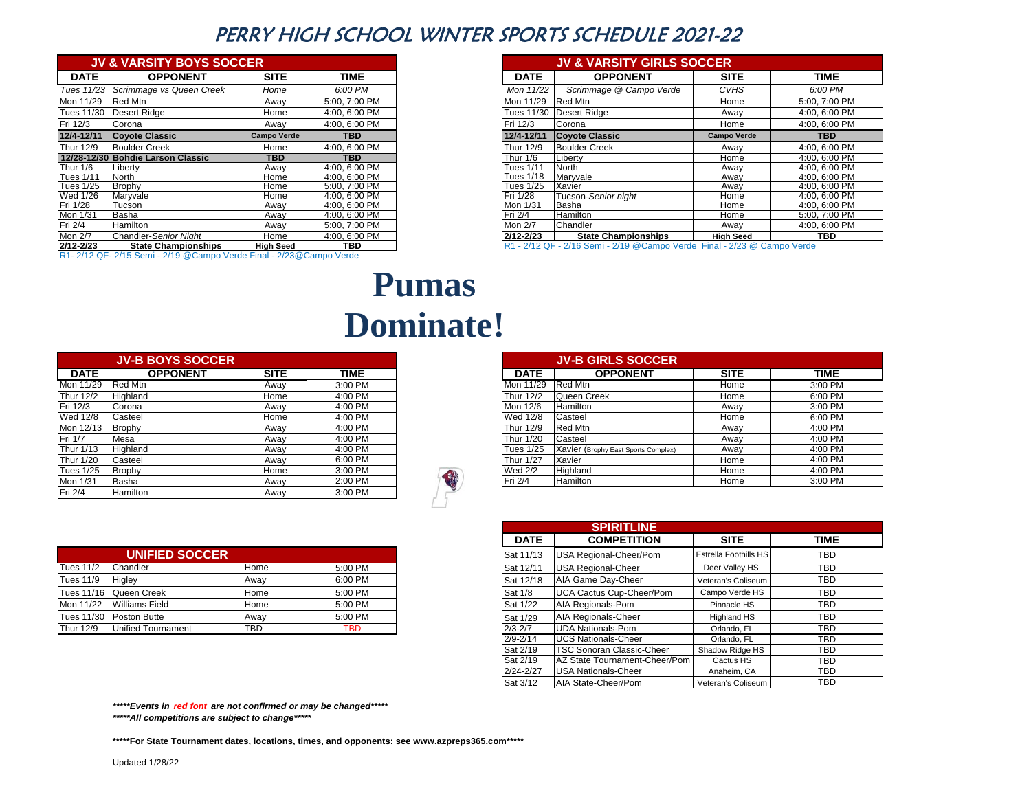# PERRY HIGH SCHOOL WINTER SPORTS SCHEDULE 2021-22

## JV & VARSITY BOYS SOCCER

| DATE | OPPONENT | SITE | TIME |
|---|---|---|---|
| *Tues 11/23* | *Scrimmage vs Queen Creek* | *Home* | *6:00 PM* |
| Mon 11/29 | Red Mtn | Away | 5:00, 7:00 PM |
| Tues 11/30 | Desert Ridge | Home | 4:00, 6:00 PM |
| Fri 12/3 | Corona | Away | 4:00, 6:00 PM |
| **12/4-12/11** | **Coyote Classic** | **Campo Verde** | **TBD** |
| Thur 12/9 | Boulder Creek | Home | 4:00, 6:00 PM |
| **12/28-12/30** | **Bohdie Larson Classic** | **TBD** | **TBD** |
| Thur 1/6 | Liberty | Away | 4:00, 6:00 PM |
| Tues 1/11 | North | Home | 4:00, 6:00 PM |
| Tues 1/25 | Brophy | Home | 5:00, 7:00 PM |
| Wed 1/26 | Maryvale | Home | 4:00, 6:00 PM |
| Fri 1/28 | Tucson | Away | 4:00, 6:00 PM |
| Mon 1/31 | Basha | Away | 4:00, 6:00 PM |
| Fri 2/4 | Hamilton | Away | 5:00, 7:00 PM |
| Mon 2/7 | Chandler-*Senior Night* | Home | 4:00, 6:00 PM |
| **2/12-2/23** | **State Championships** | **High Seed** | **TBD** |

R1- 2/12 QF- 2/15 Semi - 2/19 @Campo Verde Final - 2/23@Campo Verde

## JV & VARSITY GIRLS SOCCER

| DATE | OPPONENT | SITE | TIME |
|---|---|---|---|
| *Mon 11/22* | *Scrimmage @ Campo Verde* | *CVHS* | *6:00 PM* |
| Mon 11/29 | Red Mtn | Home | 5:00, 7:00 PM |
| Tues 11/30 | Desert Ridge | Away | 4:00, 6:00 PM |
| Fri 12/3 | Corona | Home | 4:00, 6:00 PM |
| **12/4-12/11** | **Coyote Classic** | **Campo Verde** | **TBD** |
| Thur 12/9 | Boulder Creek | Away | 4:00, 6:00 PM |
| Thur 1/6 | Liberty | Home | 4:00, 6:00 PM |
| Tues 1/11 | North | Away | 4:00, 6:00 PM |
| Tues 1/18 | Maryvale | Away | 4:00, 6:00 PM |
| Tues 1/25 | Xavier | Away | 4:00, 6:00 PM |
| Fri 1/28 | Tucson-*Senior night* | Home | 4:00, 6:00 PM |
| Mon 1/31 | Basha | Home | 4:00, 6:00 PM |
| Fri 2/4 | Hamilton | Home | 5:00, 7:00 PM |
| Mon 2/7 | Chandler | Away | 4:00, 6:00 PM |
| **2/12-2/23** | **State Championships** | **High Seed** | **TBD** |

R1 - 2/12 QF - 2/16 Semi - 2/19 @Campo Verde Final - 2/23 @ Campo Verde

# Pumas Dominate!

## JV-B BOYS SOCCER

| DATE | OPPONENT | SITE | TIME |
|---|---|---|---|
| Mon 11/29 | Red Mtn | Away | 3:00 PM |
| Thur 12/2 | Highland | Home | 4:00 PM |
| Fri 12/3 | Corona | Away | 4:00 PM |
| Wed 12/8 | Casteel | Home | 4:00 PM |
| Mon 12/13 | Brophy | Away | 4:00 PM |
| Fri 1/7 | Mesa | Away | 4:00 PM |
| Thur 1/13 | Highland | Away | 4:00 PM |
| Thur 1/20 | Casteel | Away | 6:00 PM |
| Tues 1/25 | Brophy | Home | 3:00 PM |
| Mon 1/31 | Basha | Away | 2:00 PM |
| Fri 2/4 | Hamilton | Away | 3:00 PM |

## JV-B GIRLS SOCCER

| DATE | OPPONENT | SITE | TIME |
|---|---|---|---|
| Mon 11/29 | Red Mtn | Home | 3:00 PM |
| Thur 12/2 | Queen Creek | Home | 6:00 PM |
| Mon 12/6 | Hamilton | Away | 3:00 PM |
| Wed 12/8 | Casteel | Home | 6:00 PM |
| Thur 12/9 | Red Mtn | Away | 4:00 PM |
| Thur 1/20 | Casteel | Away | 4:00 PM |
| Tues 1/25 | Xavier (Brophy East Sports Complex) | Away | 4:00 PM |
| Thur 1/27 | Xavier | Home | 4:00 PM |
| Wed 2/2 | Highland | Home | 4:00 PM |
| Fri 2/4 | Hamilton | Home | 3:00 PM |

## UNIFIED SOCCER

| DATE | OPPONENT | SITE | TIME |
|---|---|---|---|
| Tues 11/2 | Chandler | Home | 5:00 PM |
| Tues 11/9 | Higley | Away | 6:00 PM |
| Tues 11/16 | Queen Creek | Home | 5:00 PM |
| Mon 11/22 | Williams Field | Home | 5:00 PM |
| Tues 11/30 | Poston Butte | Away | 5:00 PM |
| Thur 12/9 | Unified Tournament | TBD | TBD |

## SPIRITLINE

| DATE | COMPETITION | SITE | TIME |
|---|---|---|---|
| Sat 11/13 | USA Regional-Cheer/Pom | Estrella Foothills HS | TBD |
| Sat 12/11 | USA Regional-Cheer | Deer Valley HS | TBD |
| Sat 12/18 | AIA Game Day-Cheer | Veteran's Coliseum | TBD |
| Sat 1/8 | UCA Cactus Cup-Cheer/Pom | Campo Verde HS | TBD |
| Sat 1/22 | AIA Regionals-Pom | Pinnacle HS | TBD |
| Sat 1/29 | AIA Regionals-Cheer | Highland HS | TBD |
| 2/3-2/7 | UDA Nationals-Pom | Orlando, FL | TBD |
| 2/9-2/14 | UCS Nationals-Cheer | Orlando, FL | TBD |
| Sat 2/19 | TSC Sonoran Classic-Cheer | Shadow Ridge HS | TBD |
| Sat 2/19 | AZ State Tournament-Cheer/Pom | Cactus HS | TBD |
| 2/24-2/27 | USA Nationals-Cheer | Anaheim, CA | TBD |
| Sat 3/12 | AIA State-Cheer/Pom | Veteran's Coliseum | TBD |

***\*\*\*\*\*Events in red font are not confirmed or may be changed\*\*\*\*\****

***\*\*\*\*\*All competitions are subject to change\*\*\*\*\****

**\*\*\*\*\*For State Tournament dates, locations, times, and opponents: see www.azpreps365.com\*\*\*\*\***

Updated 1/28/22